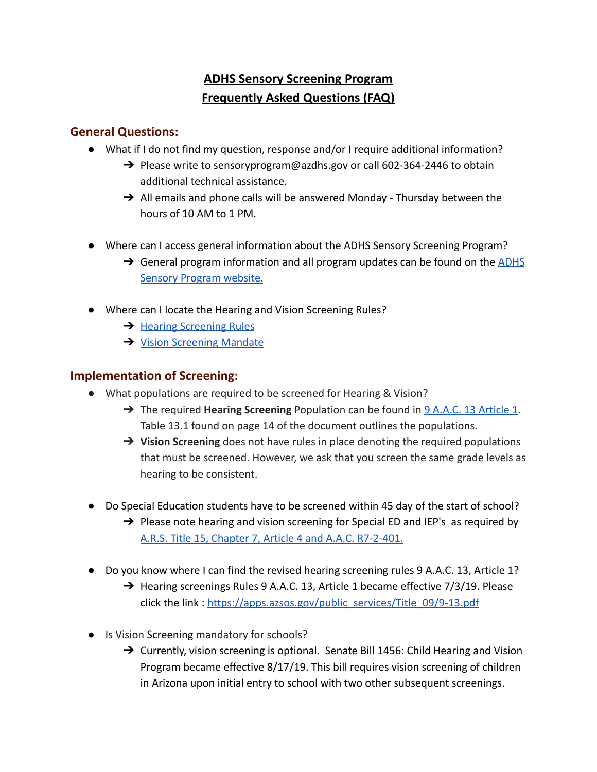# ADHS Sensory Screening Program
# Frequently Asked Questions (FAQ)

## General Questions:

- What if I do not find my question, response and/or I require additional information?
  - Please write to sensoryprogram@azdhs.gov or call 602-364-2446 to obtain additional technical assistance.
  - All emails and phone calls will be answered Monday - Thursday between the hours of 10 AM to 1 PM.

- Where can I access general information about the ADHS Sensory Screening Program?
  - General program information and all program updates can be found on the ADHS Sensory Program website.

- Where can I locate the Hearing and Vision Screening Rules?
  - Hearing Screening Rules
  - Vision Screening Mandate

## Implementation of Screening:

- What populations are required to be screened for Hearing & Vision?
  - The required **Hearing Screening** Population can be found in 9 A.A.C. 13 Article 1. Table 13.1 found on page 14 of the document outlines the populations.
  - **Vision Screening** does not have rules in place denoting the required populations that must be screened. However, we ask that you screen the same grade levels as hearing to be consistent.

- Do Special Education students have to be screened within 45 day of the start of school?
  - Please note hearing and vision screening for Special ED and IEP's as required by A.R.S. Title 15, Chapter 7, Article 4 and A.A.C. R7-2-401.

- Do you know where I can find the revised hearing screening rules 9 A.A.C. 13, Article 1?
  - Hearing screenings Rules 9 A.A.C. 13, Article 1 became effective 7/3/19. Please click the link : https://apps.azsos.gov/public_services/Title_09/9-13.pdf

- Is Vision Screening mandatory for schools?
  - Currently, vision screening is optional. Senate Bill 1456: Child Hearing and Vision Program became effective 8/17/19. This bill requires vision screening of children in Arizona upon initial entry to school with two other subsequent screenings.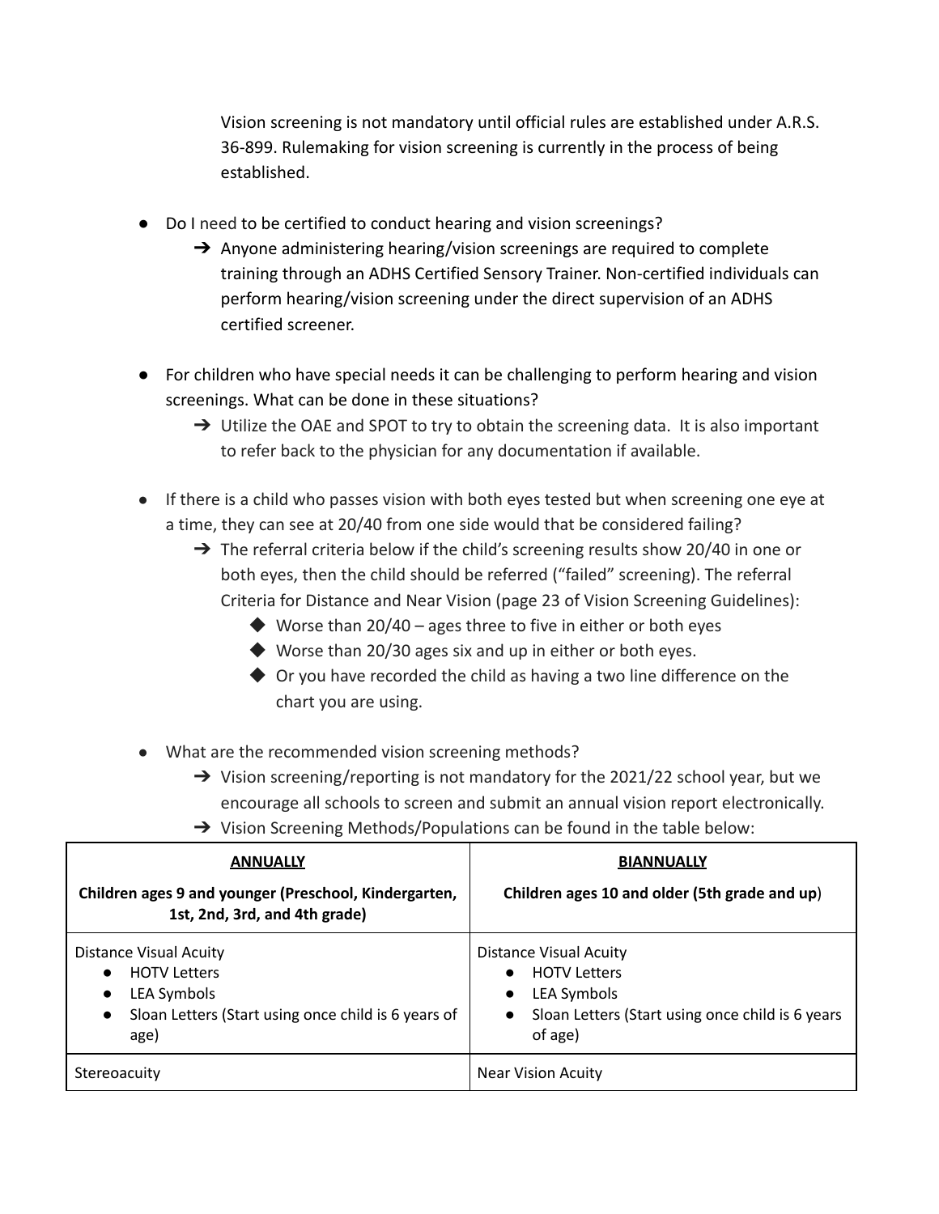Vision screening is not mandatory until official rules are established under A.R.S. 36-899. Rulemaking for vision screening is currently in the process of being established.

- Do I need to be certified to conduct hearing and vision screenings?
  - ➔ Anyone administering hearing/vision screenings are required to complete training through an ADHS Certified Sensory Trainer. Non-certified individuals can perform hearing/vision screening under the direct supervision of an ADHS certified screener.

- For children who have special needs it can be challenging to perform hearing and vision screenings. What can be done in these situations?
  - ➔ Utilize the OAE and SPOT to try to obtain the screening data. It is also important to refer back to the physician for any documentation if available.

- If there is a child who passes vision with both eyes tested but when screening one eye at a time, they can see at 20/40 from one side would that be considered failing?
  - ➔ The referral criteria below if the child's screening results show 20/40 in one or both eyes, then the child should be referred ("failed" screening). The referral Criteria for Distance and Near Vision (page 23 of Vision Screening Guidelines):
    - ◆ Worse than 20/40 – ages three to five in either or both eyes
    - ◆ Worse than 20/30 ages six and up in either or both eyes.
    - ◆ Or you have recorded the child as having a two line difference on the chart you are using.

- What are the recommended vision screening methods?
  - ➔ Vision screening/reporting is not mandatory for the 2021/22 school year, but we encourage all schools to screen and submit an annual vision report electronically.
  - ➔ Vision Screening Methods/Populations can be found in the table below:

| **ANNUALLY**<br>**Children ages 9 and younger (Preschool, Kindergarten, 1st, 2nd, 3rd, and 4th grade)** | **BIANNUALLY**<br>**Children ages 10 and older (5th grade and up)** |
|---|---|
| Distance Visual Acuity<br>● HOTV Letters<br>● LEA Symbols<br>● Sloan Letters (Start using once child is 6 years of age) | Distance Visual Acuity<br>● HOTV Letters<br>● LEA Symbols<br>● Sloan Letters (Start using once child is 6 years of age) |
| Stereoacuity | Near Vision Acuity |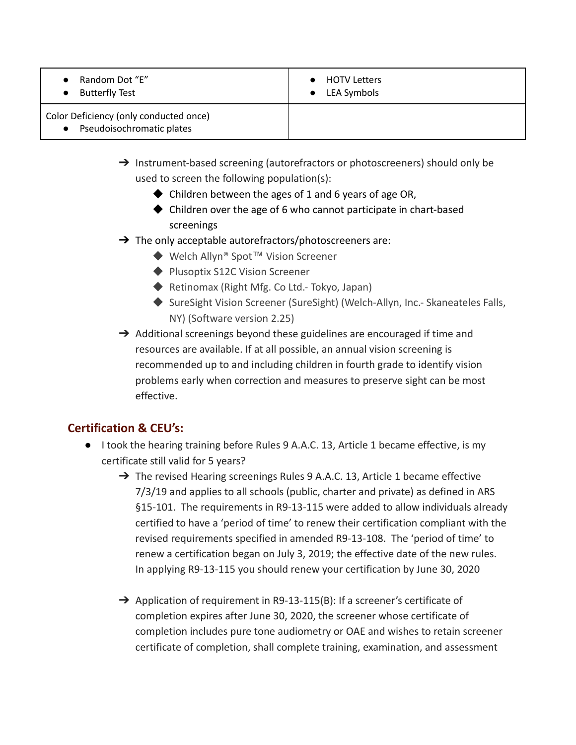| • Random Dot "E"<br>• Butterfly Test | • HOTV Letters<br>• LEA Symbols |
|---|---|
| Color Deficiency (only conducted once)<br>• Pseudoisochromatic plates | |

- ➔ Instrument-based screening (autorefractors or photoscreeners) should only be used to screen the following population(s):
    - ◆ Children between the ages of 1 and 6 years of age OR,
    - ◆ Children over the age of 6 who cannot participate in chart-based screenings
- ➔ The only acceptable autorefractors/photoscreeners are:
    - ◆ Welch Allyn® Spot™ Vision Screener
    - ◆ Plusoptix S12C Vision Screener
    - ◆ Retinomax (Right Mfg. Co Ltd.- Tokyo, Japan)
    - ◆ SureSight Vision Screener (SureSight) (Welch-Allyn, Inc.- Skaneateles Falls, NY) (Software version 2.25)
- ➔ Additional screenings beyond these guidelines are encouraged if time and resources are available. If at all possible, an annual vision screening is recommended up to and including children in fourth grade to identify vision problems early when correction and measures to preserve sight can be most effective.

## Certification & CEU's:

- I took the hearing training before Rules 9 A.A.C. 13, Article 1 became effective, is my certificate still valid for 5 years?
    - ➔ The revised Hearing screenings Rules 9 A.A.C. 13, Article 1 became effective 7/3/19 and applies to all schools (public, charter and private) as defined in ARS §15-101. The requirements in R9-13-115 were added to allow individuals already certified to have a 'period of time' to renew their certification compliant with the revised requirements specified in amended R9-13-108. The 'period of time' to renew a certification began on July 3, 2019; the effective date of the new rules. In applying R9-13-115 you should renew your certification by June 30, 2020

    - ➔ Application of requirement in R9-13-115(B): If a screener's certificate of completion expires after June 30, 2020, the screener whose certificate of completion includes pure tone audiometry or OAE and wishes to retain screener certificate of completion, shall complete training, examination, and assessment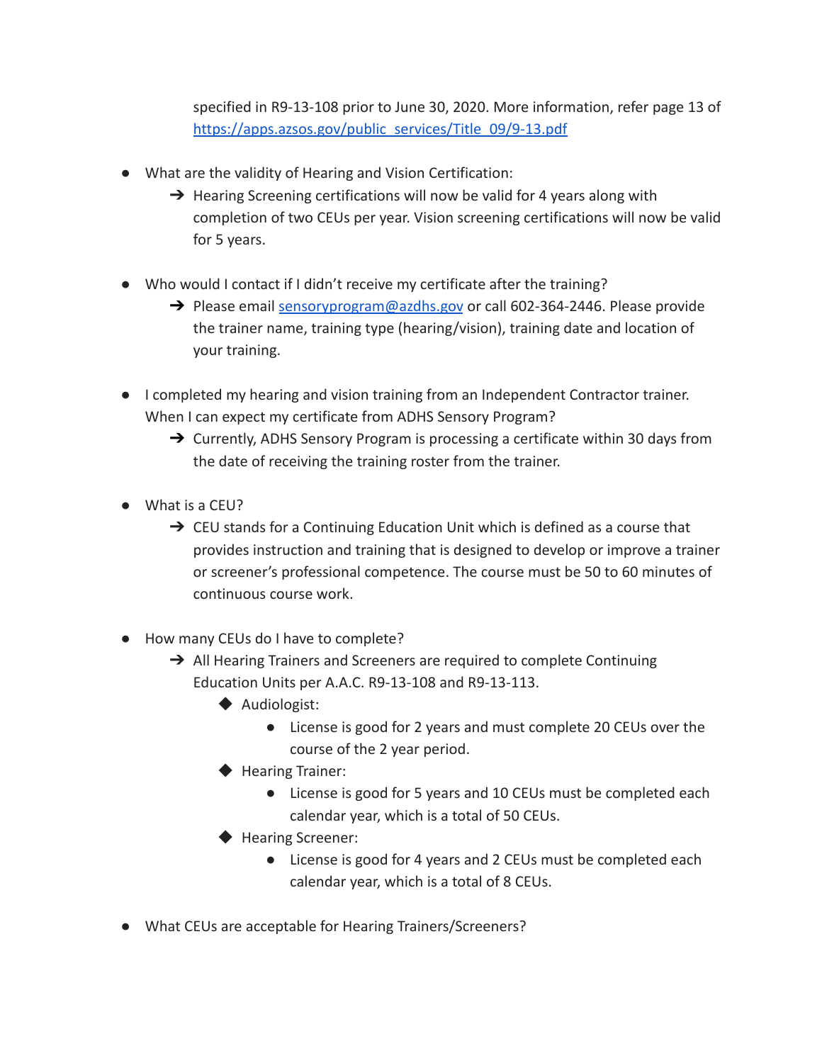specified in R9-13-108 prior to June 30, 2020. More information, refer page 13 of [https://apps.azsos.gov/public_services/Title_09/9-13.pdf](https://apps.azsos.gov/public_services/Title_09/9-13.pdf)

- What are the validity of Hearing and Vision Certification:
  - ➔ Hearing Screening certifications will now be valid for 4 years along with completion of two CEUs per year. Vision screening certifications will now be valid for 5 years.

- Who would I contact if I didn't receive my certificate after the training?
  - ➔ Please email [sensoryprogram@azdhs.gov](mailto:sensoryprogram@azdhs.gov) or call 602-364-2446. Please provide the trainer name, training type (hearing/vision), training date and location of your training.

- I completed my hearing and vision training from an Independent Contractor trainer. When I can expect my certificate from ADHS Sensory Program?
  - ➔ Currently, ADHS Sensory Program is processing a certificate within 30 days from the date of receiving the training roster from the trainer.

- What is a CEU?
  - ➔ CEU stands for a Continuing Education Unit which is defined as a course that provides instruction and training that is designed to develop or improve a trainer or screener's professional competence. The course must be 50 to 60 minutes of continuous course work.

- How many CEUs do I have to complete?
  - ➔ All Hearing Trainers and Screeners are required to complete Continuing Education Units per A.A.C. R9-13-108 and R9-13-113.
    - ◆ Audiologist:
      - License is good for 2 years and must complete 20 CEUs over the course of the 2 year period.
    - ◆ Hearing Trainer:
      - License is good for 5 years and 10 CEUs must be completed each calendar year, which is a total of 50 CEUs.
    - ◆ Hearing Screener:
      - License is good for 4 years and 2 CEUs must be completed each calendar year, which is a total of 8 CEUs.

- What CEUs are acceptable for Hearing Trainers/Screeners?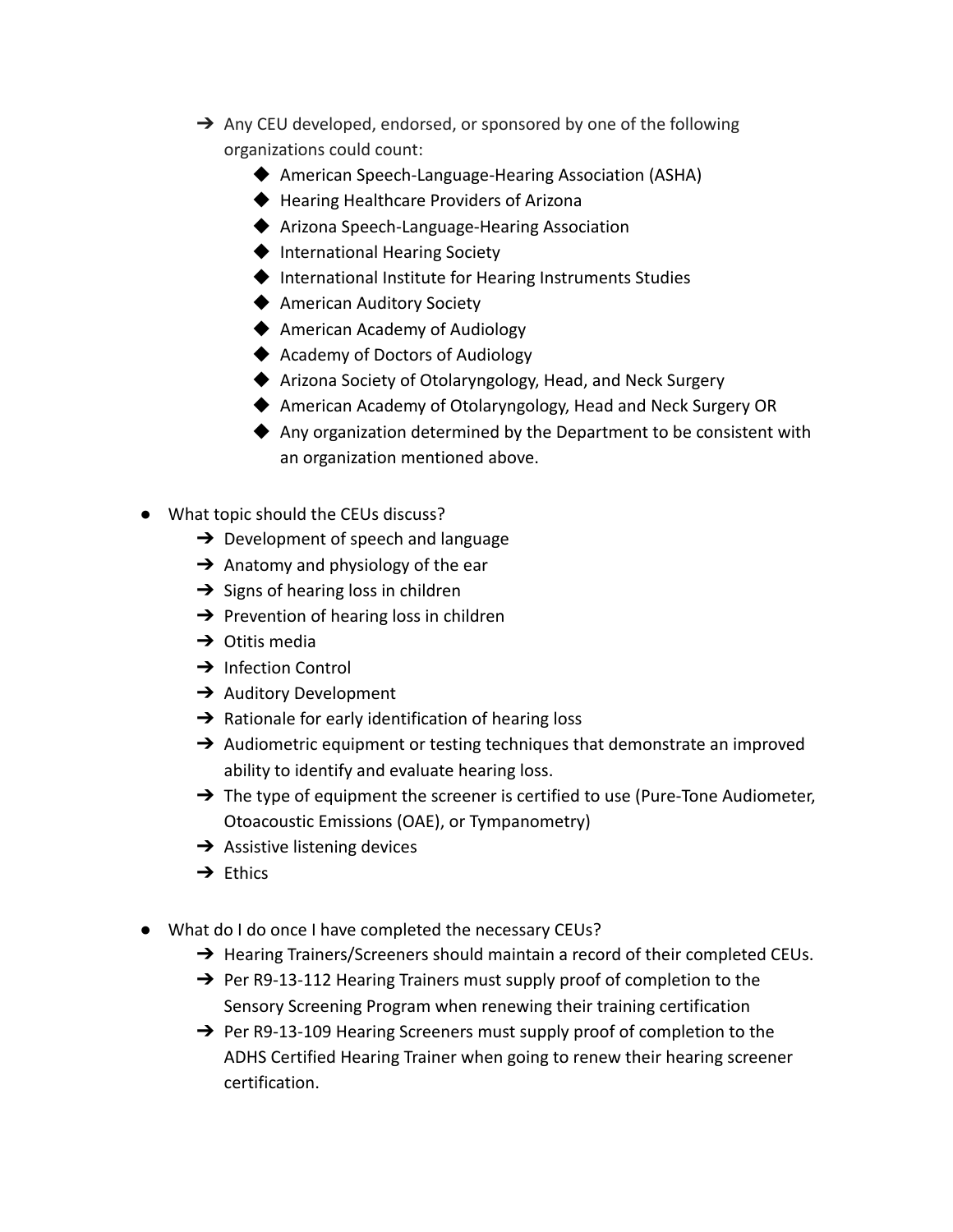- Any CEU developed, endorsed, or sponsored by one of the following organizations could count:
    - American Speech-Language-Hearing Association (ASHA)
    - Hearing Healthcare Providers of Arizona
    - Arizona Speech-Language-Hearing Association
    - International Hearing Society
    - International Institute for Hearing Instruments Studies
    - American Auditory Society
    - American Academy of Audiology
    - Academy of Doctors of Audiology
    - Arizona Society of Otolaryngology, Head, and Neck Surgery
    - American Academy of Otolaryngology, Head and Neck Surgery OR
    - Any organization determined by the Department to be consistent with an organization mentioned above.

- What topic should the CEUs discuss?
    - Development of speech and language
    - Anatomy and physiology of the ear
    - Signs of hearing loss in children
    - Prevention of hearing loss in children
    - Otitis media
    - Infection Control
    - Auditory Development
    - Rationale for early identification of hearing loss
    - Audiometric equipment or testing techniques that demonstrate an improved ability to identify and evaluate hearing loss.
    - The type of equipment the screener is certified to use (Pure-Tone Audiometer, Otoacoustic Emissions (OAE), or Tympanometry)
    - Assistive listening devices
    - Ethics

- What do I do once I have completed the necessary CEUs?
    - Hearing Trainers/Screeners should maintain a record of their completed CEUs.
    - Per R9-13-112 Hearing Trainers must supply proof of completion to the Sensory Screening Program when renewing their training certification
    - Per R9-13-109 Hearing Screeners must supply proof of completion to the ADHS Certified Hearing Trainer when going to renew their hearing screener certification.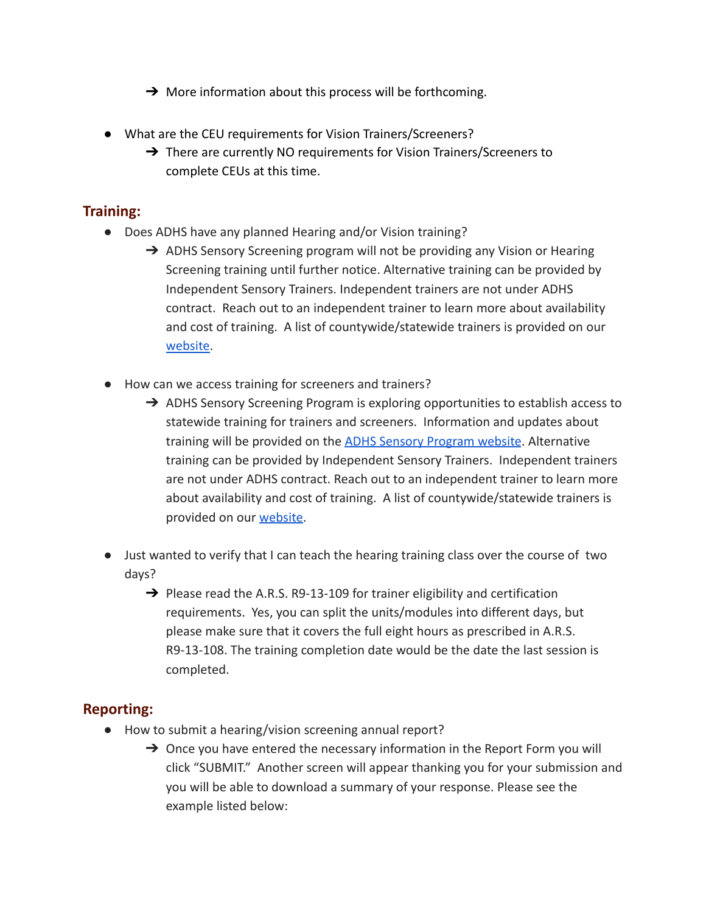- More information about this process will be forthcoming.

- What are the CEU requirements for Vision Trainers/Screeners?
  - There are currently NO requirements for Vision Trainers/Screeners to complete CEUs at this time.

## Training:

- Does ADHS have any planned Hearing and/or Vision training?
  - ADHS Sensory Screening program will not be providing any Vision or Hearing Screening training until further notice. Alternative training can be provided by Independent Sensory Trainers. Independent trainers are not under ADHS contract. Reach out to an independent trainer to learn more about availability and cost of training. A list of countywide/statewide trainers is provided on our website.

- How can we access training for screeners and trainers?
  - ADHS Sensory Screening Program is exploring opportunities to establish access to statewide training for trainers and screeners. Information and updates about training will be provided on the ADHS Sensory Program website. Alternative training can be provided by Independent Sensory Trainers. Independent trainers are not under ADHS contract. Reach out to an independent trainer to learn more about availability and cost of training. A list of countywide/statewide trainers is provided on our website.

- Just wanted to verify that I can teach the hearing training class over the course of two days?
  - Please read the A.R.S. R9-13-109 for trainer eligibility and certification requirements. Yes, you can split the units/modules into different days, but please make sure that it covers the full eight hours as prescribed in A.R.S. R9-13-108. The training completion date would be the date the last session is completed.

## Reporting:

- How to submit a hearing/vision screening annual report?
  - Once you have entered the necessary information in the Report Form you will click "SUBMIT." Another screen will appear thanking you for your submission and you will be able to download a summary of your response. Please see the example listed below: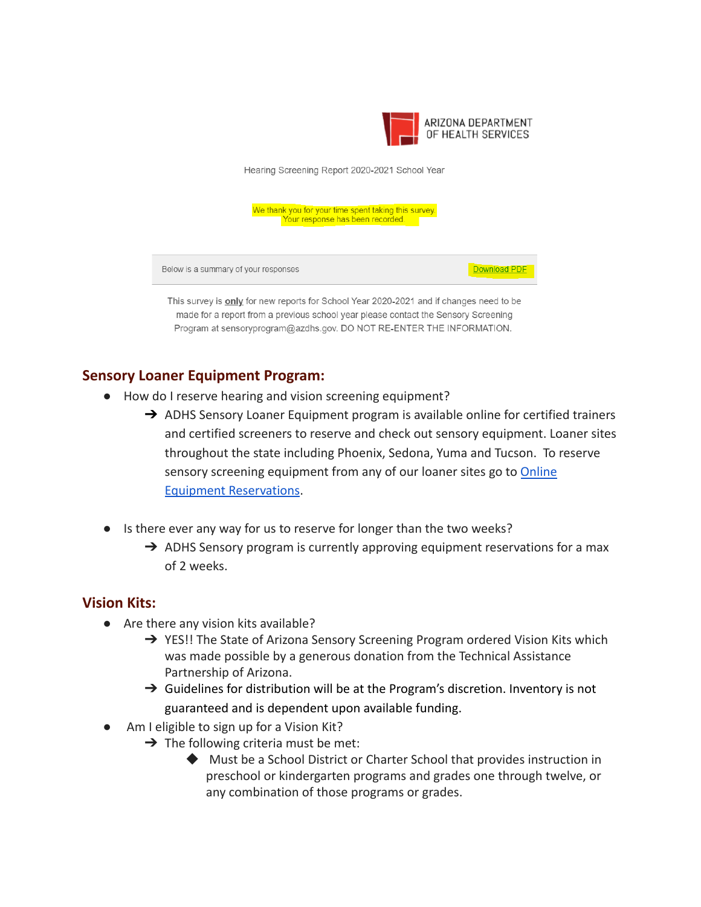ARIZONA DEPARTMENT OF HEALTH SERVICES

Hearing Screening Report 2020-2021 School Year

We thank you for your time spent taking this survey.
Your response has been recorded

Below is a summary of your responses | Download PDF

This survey is **only** for new reports for School Year 2020-2021 and if changes need to be made for a report from a previous school year please contact the Sensory Screening Program at sensoryprogram@azdhs.gov. DO NOT RE-ENTER THE INFORMATION.

## Sensory Loaner Equipment Program:

- How do I reserve hearing and vision screening equipment?
  - ➔ ADHS Sensory Loaner Equipment program is available online for certified trainers and certified screeners to reserve and check out sensory equipment. Loaner sites throughout the state including Phoenix, Sedona, Yuma and Tucson. To reserve sensory screening equipment from any of our loaner sites go to [Online Equipment Reservations](#).

- Is there ever any way for us to reserve for longer than the two weeks?
  - ➔ ADHS Sensory program is currently approving equipment reservations for a max of 2 weeks.

## Vision Kits:

- Are there any vision kits available?
  - ➔ YES!! The State of Arizona Sensory Screening Program ordered Vision Kits which was made possible by a generous donation from the Technical Assistance Partnership of Arizona.
  - ➔ Guidelines for distribution will be at the Program's discretion. Inventory is not guaranteed and is dependent upon available funding.
- Am I eligible to sign up for a Vision Kit?
  - ➔ The following criteria must be met:
    - ◆ Must be a School District or Charter School that provides instruction in preschool or kindergarten programs and grades one through twelve, or any combination of those programs or grades.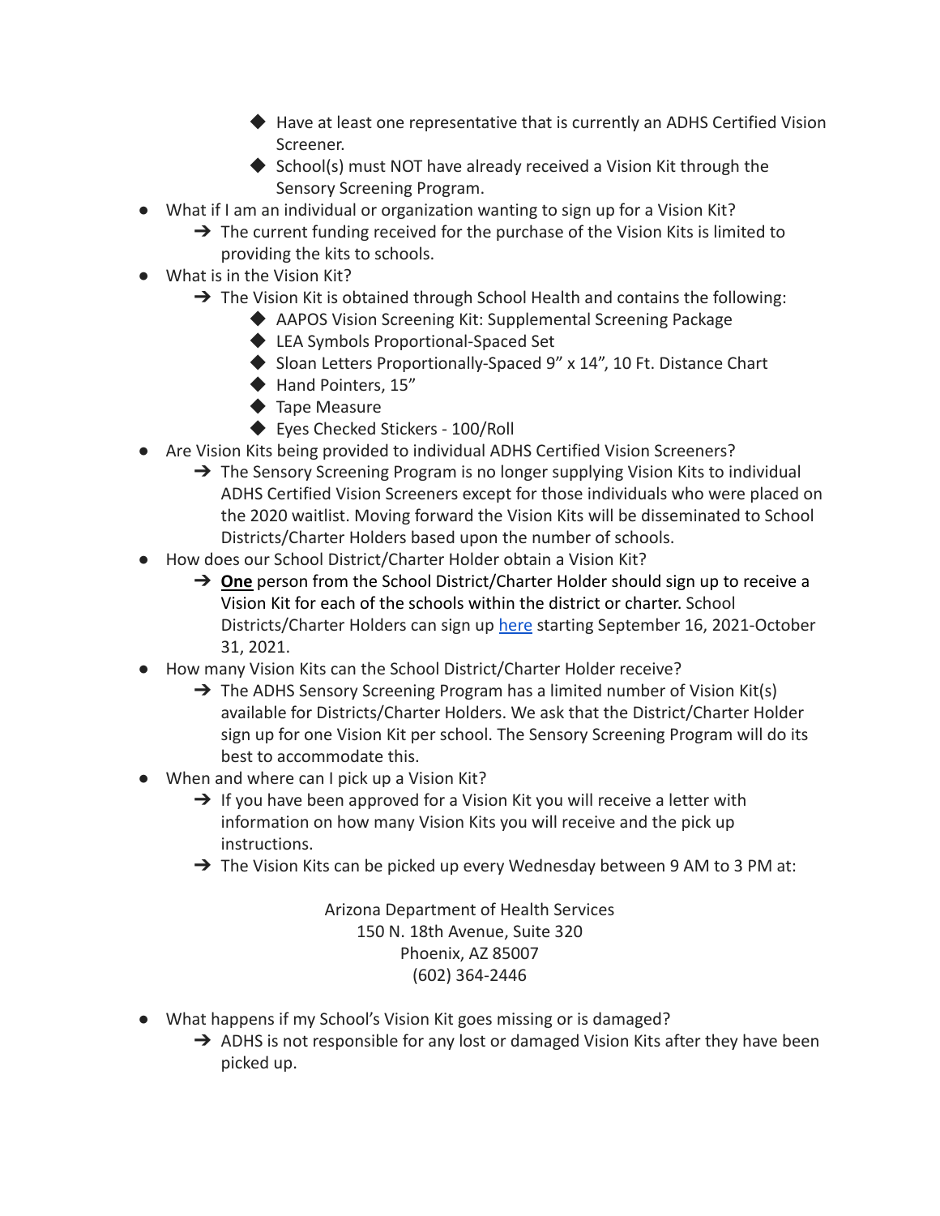- Have at least one representative that is currently an ADHS Certified Vision Screener.
        - School(s) must NOT have already received a Vision Kit through the Sensory Screening Program.
- What if I am an individual or organization wanting to sign up for a Vision Kit?
    - The current funding received for the purchase of the Vision Kits is limited to providing the kits to schools.
- What is in the Vision Kit?
    - The Vision Kit is obtained through School Health and contains the following:
        - AAPOS Vision Screening Kit: Supplemental Screening Package
        - LEA Symbols Proportional-Spaced Set
        - Sloan Letters Proportionally-Spaced 9" x 14", 10 Ft. Distance Chart
        - Hand Pointers, 15"
        - Tape Measure
        - Eyes Checked Stickers - 100/Roll
- Are Vision Kits being provided to individual ADHS Certified Vision Screeners?
    - The Sensory Screening Program is no longer supplying Vision Kits to individual ADHS Certified Vision Screeners except for those individuals who were placed on the 2020 waitlist. Moving forward the Vision Kits will be disseminated to School Districts/Charter Holders based upon the number of schools.
- How does our School District/Charter Holder obtain a Vision Kit?
    - **One** person from the School District/Charter Holder should sign up to receive a Vision Kit for each of the schools within the district or charter. School Districts/Charter Holders can sign up here starting September 16, 2021-October 31, 2021.
- How many Vision Kits can the School District/Charter Holder receive?
    - The ADHS Sensory Screening Program has a limited number of Vision Kit(s) available for Districts/Charter Holders. We ask that the District/Charter Holder sign up for one Vision Kit per school. The Sensory Screening Program will do its best to accommodate this.
- When and where can I pick up a Vision Kit?
    - If you have been approved for a Vision Kit you will receive a letter with information on how many Vision Kits you will receive and the pick up instructions.
    - The Vision Kits can be picked up every Wednesday between 9 AM to 3 PM at:

      Arizona Department of Health Services
      150 N. 18th Avenue, Suite 320
      Phoenix, AZ 85007
      (602) 364-2446

- What happens if my School's Vision Kit goes missing or is damaged?
    - ADHS is not responsible for any lost or damaged Vision Kits after they have been picked up.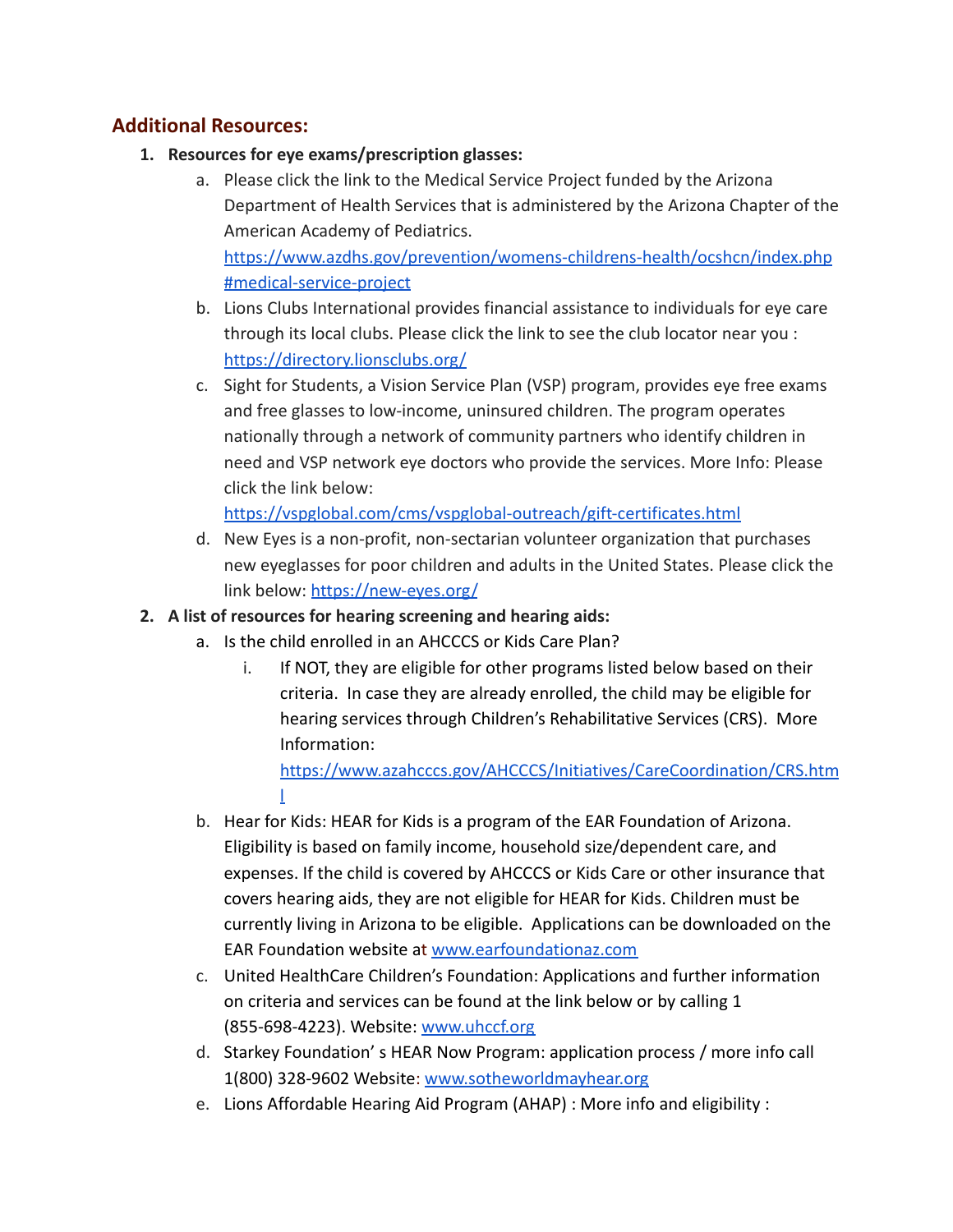## Additional Resources:

1. **Resources for eye exams/prescription glasses:**
    a. Please click the link to the Medical Service Project funded by the Arizona Department of Health Services that is administered by the Arizona Chapter of the American Academy of Pediatrics. [https://www.azdhs.gov/prevention/womens-childrens-health/ocshcn/index.php#medical-service-project](https://www.azdhs.gov/prevention/womens-childrens-health/ocshcn/index.php#medical-service-project)
    b. Lions Clubs International provides financial assistance to individuals for eye care through its local clubs. Please click the link to see the club locator near you : [https://directory.lionsclubs.org/](https://directory.lionsclubs.org/)
    c. Sight for Students, a Vision Service Plan (VSP) program, provides eye free exams and free glasses to low-income, uninsured children. The program operates nationally through a network of community partners who identify children in need and VSP network eye doctors who provide the services. More Info: Please click the link below: [https://vspglobal.com/cms/vspglobal-outreach/gift-certificates.html](https://vspglobal.com/cms/vspglobal-outreach/gift-certificates.html)
    d. New Eyes is a non-profit, non-sectarian volunteer organization that purchases new eyeglasses for poor children and adults in the United States. Please click the link below: [https://new-eyes.org/](https://new-eyes.org/)
2. **A list of resources for hearing screening and hearing aids:**
    a. Is the child enrolled in an AHCCCS or Kids Care Plan?
        i. If NOT, they are eligible for other programs listed below based on their criteria. In case they are already enrolled, the child may be eligible for hearing services through Children's Rehabilitative Services (CRS). More Information: [https://www.azahcccs.gov/AHCCCS/Initiatives/CareCoordination/CRS.html](https://www.azahcccs.gov/AHCCCS/Initiatives/CareCoordination/CRS.html)
    b. Hear for Kids: HEAR for Kids is a program of the EAR Foundation of Arizona. Eligibility is based on family income, household size/dependent care, and expenses. If the child is covered by AHCCCS or Kids Care or other insurance that covers hearing aids, they are not eligible for HEAR for Kids. Children must be currently living in Arizona to be eligible. Applications can be downloaded on the EAR Foundation website at [www.earfoundationaz.com](www.earfoundationaz.com)
    c. United HealthCare Children's Foundation: Applications and further information on criteria and services can be found at the link below or by calling 1 (855-698-4223). Website: [www.uhccf.org](www.uhccf.org)
    d. Starkey Foundation' s HEAR Now Program: application process / more info call 1(800) 328-9602 Website: [www.sotheworldmayhear.org](www.sotheworldmayhear.org)
    e. Lions Affordable Hearing Aid Program (AHAP) : More info and eligibility :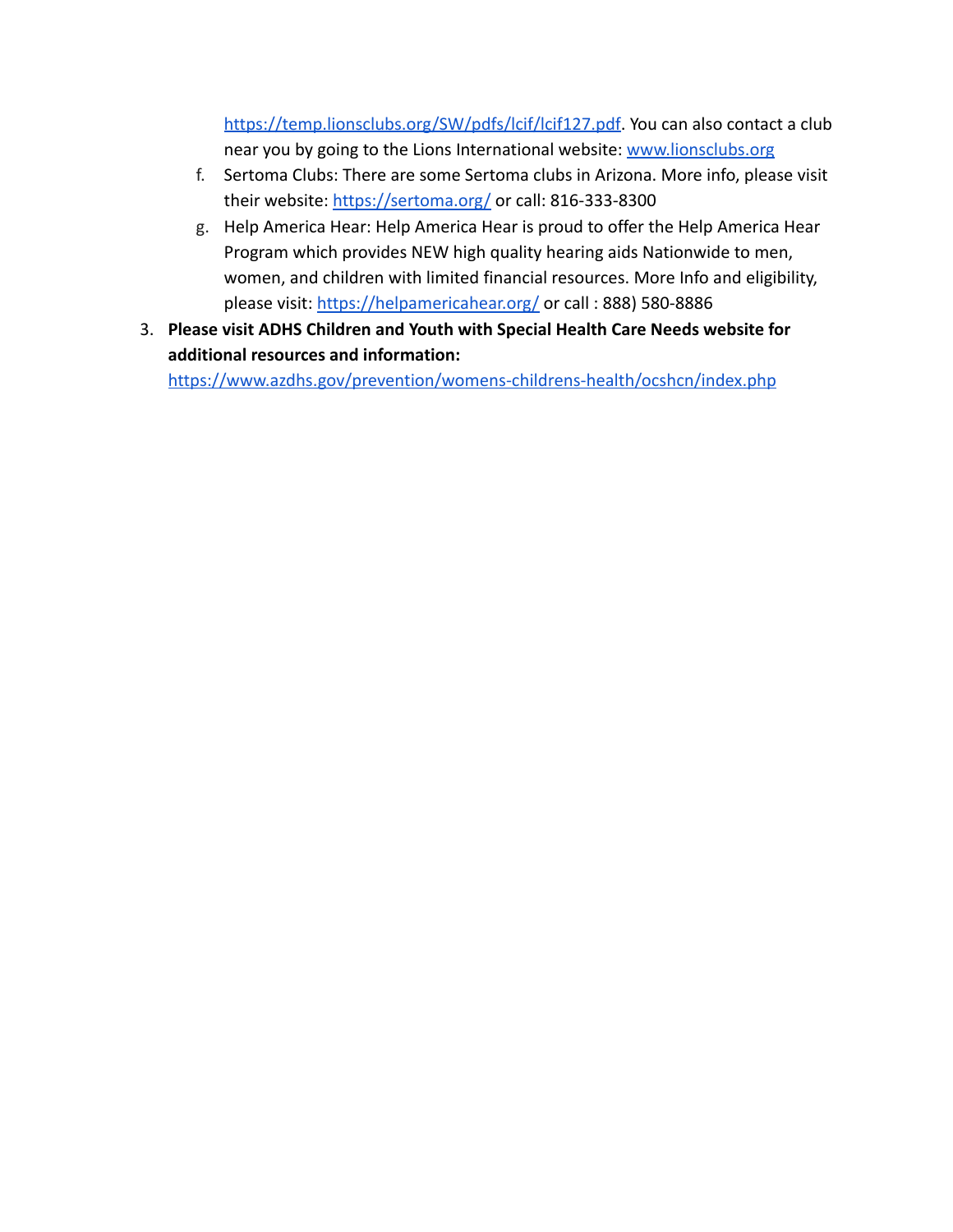https://temp.lionsclubs.org/SW/pdfs/lcif/lcif127.pdf. You can also contact a club near you by going to the Lions International website: www.lionsclubs.org

   f. Sertoma Clubs: There are some Sertoma clubs in Arizona. More info, please visit their website: https://sertoma.org/ or call: 816-333-8300
   g. Help America Hear: Help America Hear is proud to offer the Help America Hear Program which provides NEW high quality hearing aids Nationwide to men, women, and children with limited financial resources. More Info and eligibility, please visit: https://helpamericahear.org/ or call : 888) 580-8886

3. **Please visit ADHS Children and Youth with Special Health Care Needs website for additional resources and information:** https://www.azdhs.gov/prevention/womens-childrens-health/ocshcn/index.php